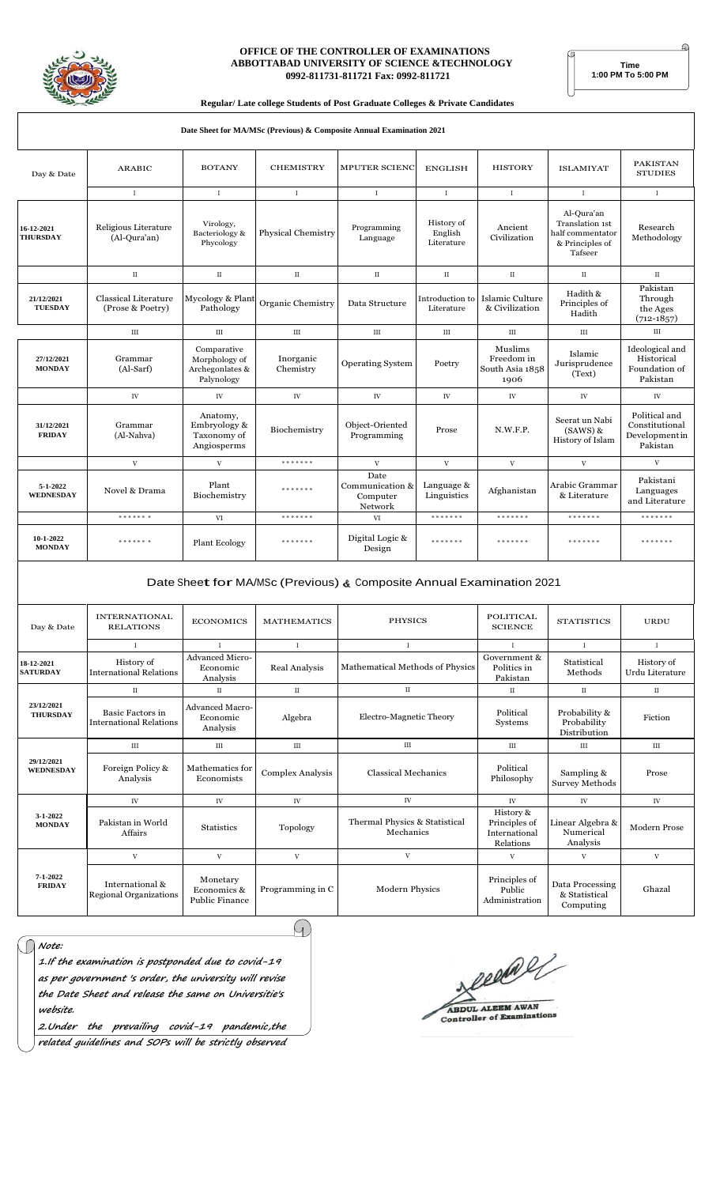**OFFICE OF THE CONTROLLER OF EXAMINATIONS**
**ABBOTTABAD UNIVERSITY OF SCIENCE &TECHNOLOGY**
**0992-811731-811721 Fax: 0992-811721**

**Time**
**1:00 PM To 5:00 PM**

**Regular/ Late college Students of Post Graduate Colleges & Private Candidates**

**Date Sheet for MA/MSc (Previous) & Composite Annual Examination 2021**

| Day & Date | ARABIC | BOTANY | CHEMISTRY | MPUTER SCIENC | ENGLISH | HISTORY | ISLAMIYAT | PAKISTAN STUDIES |
|---|---|---|---|---|---|---|---|---|
| | I | I | I | I | I | I | I | I |
| **16-12-2021 THURSDAY** | Religious Literature (Al-Qura'an) | Virology, Bacteriology & Phycology | Physical Chemistry | Programming Language | History of English Literature | Ancient Civilization | Al-Qura'an Translation 1st half commentator & Principles of Tafseer | Research Methodology |
| | II | II | II | II | II | II | II | II |
| **21/12/2021 TUESDAY** | Classical Literature (Prose & Poetry) | Mycology & Plant Pathology | Organic Chemistry | Data Structure | Introduction to Literature | Islamic Culture & Civilization | Hadith & Principles of Hadith | Pakistan Through the Ages (712-1857) |
| | III | III | III | III | III | III | III | III |
| **27/12/2021 MONDAY** | Grammar (Al-Sarf) | Comparative Morphology of Archegonlates & Palynology | Inorganic Chemistry | Operating System | Poetry | Muslims Freedom in South Asia 1858 1906 | Islamic Jurisprudence (Text) | Ideological and Historical Foundation of Pakistan |
| | IV | IV | IV | IV | IV | IV | IV | IV |
| **31/12/2021 FRIDAY** | Grammar (Al-Nahva) | Anatomy, Embryology & Taxonomy of Angiosperms | Biochemistry | Object-Oriented Programming | Prose | N.W.F.P. | Seerat un Nabi (SAWS) & History of Islam | Political and Constitutional Development in Pakistan |
| | V | V | ******* | V | V | V | V | V |
| **5-1-2022 WEDNESDAY** | Novel & Drama | Plant Biochemistry | ******* | Date Communication & Computer Network | Language & Linguistics | Afghanistan | Arabic Grammar & Literature | Pakistani Languages and Literature |
| | ******* | VI | ******* | VI | ******* | ******* | ******* | ******* |
| **10-1-2022 MONDAY** | ******* | Plant Ecology | ******* | Digital Logic & Design | ******* | ******* | ******* | ******* |

**Date Sheet for MA/MSc (Previous) & Composite Annual Examination 2021**

| Day & Date | INTERNATIONAL RELATIONS | ECONOMICS | MATHEMATICS | PHYSICS | POLITICAL SCIENCE | STATISTICS | URDU |
|---|---|---|---|---|---|---|---|
| | I | I | I | I | I | I | I |
| **18-12-2021 SATURDAY** | History of International Relations | Advanced Micro-Economic Analysis | Real Analysis | Mathematical Methods of Physics | Government & Politics in Pakistan | Statistical Methods | History of Urdu Literature |
| | II | II | II | II | II | II | II |
| **23/12/2021 THURSDAY** | Basic Factors in International Relations | Advanced Macro-Economic Analysis | Algebra | Electro-Magnetic Theory | Political Systems | Probability & Probability Distribution | Fiction |
| | III | III | III | III | III | III | III |
| **29/12/2021 WEDNESDAY** | Foreign Policy & Analysis | Mathematics for Economists | Complex Analysis | Classical Mechanics | Political Philosophy | Sampling & Survey Methods | Prose |
| | IV | IV | IV | IV | IV | IV | IV |
| **3-1-2022 MONDAY** | Pakistan in World Affairs | Statistics | Topology | Thermal Physics & Statistical Mechanics | History & Principles of International Relations | Linear Algebra & Numerical Analysis | Modern Prose |
| | V | V | V | V | V | V | V |
| **7-1-2022 FRIDAY** | International & Regional Organizations | Monetary Economics & Public Finance | Programming in C | Modern Physics | Principles of Public Administration | Data Processing & Statistical Computing | Ghazal |

*Note:*

*1.If the examination is postponed due to covid-19 as per government 's order, the university will revise the Date Sheet and release the same on Universitie's website.*

*2.Under the prevailing covid-19 pandemic,the related guidelines and SOPs will be strictly observed*

**ABDUL ALEEM AWAN**
**Controller of Examinations**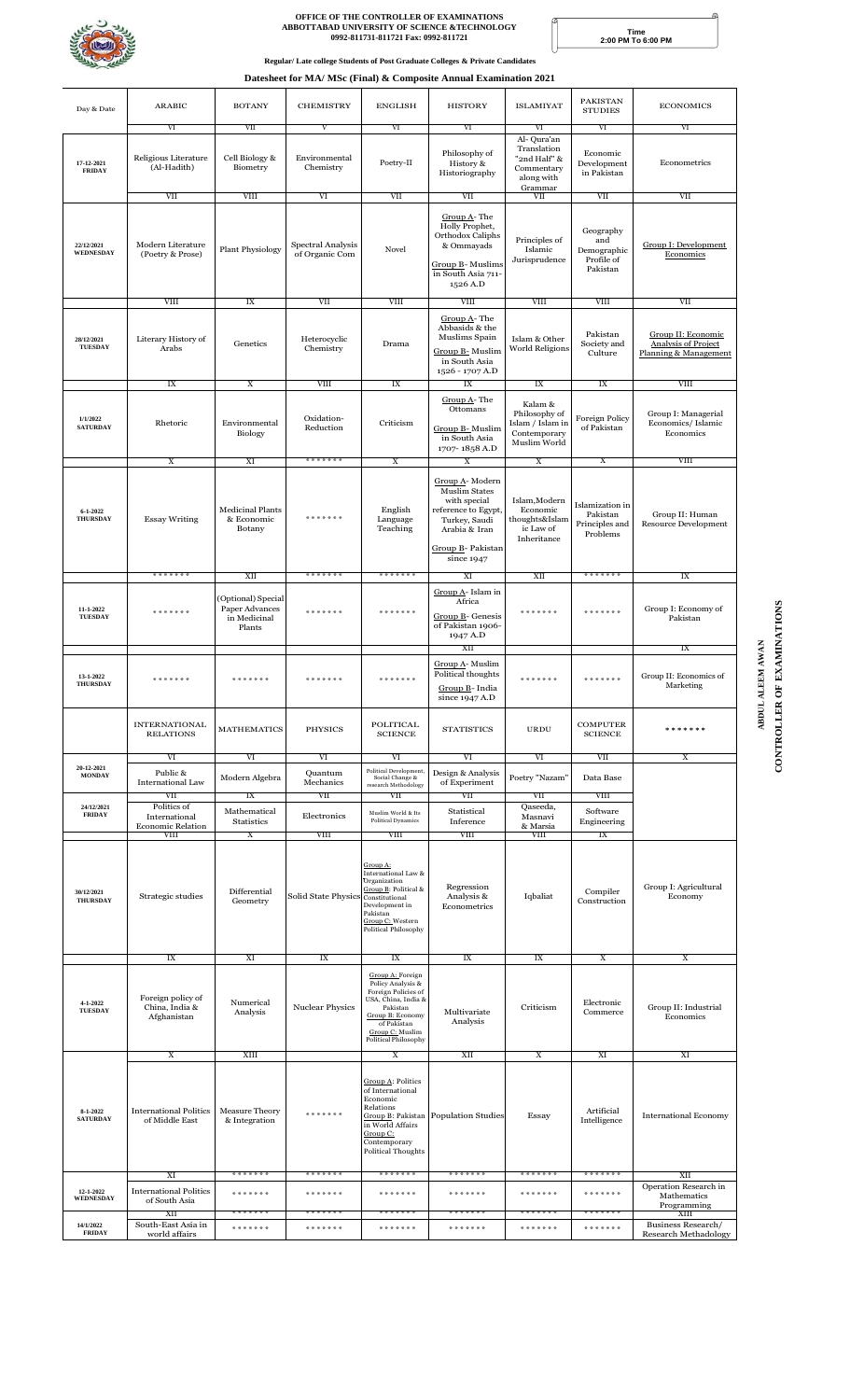**OFFICE OF THE CONTROLLER OF EXAMINATIONS**
**ABBOTTABAD UNIVERSITY OF SCIENCE &TECHNOLOGY**
**0992-811731-811721 Fax: 0992-811721**

**Time**
**2:00 PM To 6:00 PM**

**Regular/ Late college Students of Post Graduate Colleges & Private Candidates**

## Datesheet for MA/ MSc (Final) & Composite Annual Examination 2021

| Day & Date | ARABIC | BOTANY | CHEMISTRY | ENGLISH | HISTORY | ISLAMIYAT | PAKISTAN STUDIES | ECONOMICS |
|---|---|---|---|---|---|---|---|---|
| | VI | VII | V | VI | VI | VI | VI | VI |
| 17-12-2021 FRIDAY | Religious Literature (Al-Hadith) | Cell Biology & Biometry | Environmental Chemistry | Poetry-II | Philosophy of History & Historiography | Al- Qura'an Translation "2nd Half" & Commentary along with Grammar | Economic Development in Pakistan | Econometrics |
| | VII | VIII | VI | VII | VII | VII | VII | VII |
| 22/12/2021 WEDNESDAY | Modern Literature (Poetry & Prose) | Plant Physiology | Spectral Analysis of Organic Com | Novel | Group A- The Holly Prophet, Orthodox Caliphs & Ommayads Group B- Muslims in South Asia 711-1526 A.D | Principles of Islamic Jurisprudence | Geography and Demographic Profile of Pakistan | Group I: Development Economics |
| | VIII | IX | VII | VIII | VIII | VIII | VIII | VII |
| 28/12/2021 TUESDAY | Literary History of Arabs | Genetics | Heterocyclic Chemistry | Drama | Group A- The Abbasids & the Muslims Spain Group B- Muslim in South Asia 1526 - 1707 A.D | Islam & Other World Religions | Pakistan Society and Culture | Group II: Economic Analysis of Project Planning & Management |
| | IX | X | VIII | IX | IX | IX | IX | VIII |
| 1/1/2022 SATURDAY | Rhetoric | Environmental Biology | Oxidation-Reduction | Criticism | Group A- The Ottomans Group B- Muslim in South Asia 1707- 1858 A.D | Kalam & Philosophy of Islam / Islam in Contemporary Muslim World | Foreign Policy of Pakistan | Group I: Managerial Economics/ Islamic Economics |
| | X | XI | ******* | X | X | X | X | VIII |
| 6-1-2022 THURSDAY | Essay Writing | Medicinal Plants & Economic Botany | ******* | English Language Teaching | Group A- Modern Muslim States with special reference to Egypt, Turkey, Saudi Arabia & Iran Group B- Pakistan since 1947 | Islam,Modern Economic thoughts&Islamic Law of Inheritance | Islamization in Pakistan Principles and Problems | Group II: Human Resource Development |
| | ******* | XII | ******* | ******* | XI | XII | ******* | IX |
| 11-1-2022 TUESDAY | ******* | (Optional) Special Paper Advances in Medicinal Plants | ******* | ******* | Group A- Islam in Africa Group B- Genesis of Pakistan 1906-1947 A.D | ******* | ******* | Group I: Economy of Pakistan |
| | | | | | XII | | | IX |
| 13-1-2022 THURSDAY | ******* | ******* | ******* | ******* | Group A- Muslim Political thoughts Group B- India since 1947 A.D | ******* | ******* | Group II: Economics of Marketing |
| | INTERNATIONAL RELATIONS | MATHEMATICS | PHYSICS | POLITICAL SCIENCE | STATISTICS | URDU | COMPUTER SCIENCE | ******* |
| | VI | VI | VI | VI | VI | VI | VII | X |
| 20-12-2021 MONDAY | Public & International Law | Modern Algebra | Quantum Mechanics | Political Development, Social Change & research Methodology | Design & Analysis of Experiment | Poetry "Nazam" | Data Base | |
| | VII | IX | VII | VII | VII | VII | VIII | |
| 24/12/2021 FRIDAY | Politics of International Economic Relation | Mathematical Statistics | Electronics | Muslim World & Its Political Dynamics | Statistical Inference | Qaseeda, Masnavi & Marsia | Software Engineering | |
| | VIII | X | VIII | VIII | VIII | VIII | IX | |
| 30/12/2021 THURSDAY | Strategic studies | Differential Geometry | Solid State Physics | Group A: International Law & Organization Group B: Political & Constitutional Development in Pakistan Group C: Western Political Philosophy | Regression Analysis & Econometrics | Iqbaliat | Compiler Construction | Group I: Agricultural Economy |
| | IX | XI | IX | IX | IX | IX | X | X |
| 4-1-2022 TUESDAY | Foreign policy of China, India & Afghanistan | Numerical Analysis | Nuclear Physics | Group A: Foreign Policy Analysis & Foreign Policies of USA, China, India & Pakistan Group B: Economy of Pakistan Group C: Muslim Political Philosophy | Multivariate Analysis | Criticism | Electronic Commerce | Group II: Industrial Economics |
| | X | XIII | | X | XII | X | XI | XI |
| 8-1-2022 SATURDAY | International Politics of Middle East | Measure Theory & Integration | ******* | Group A: Politics of International Economic Relations Group B: Pakistan in World Affairs Group C: Contemporary Political Thoughts | Population Studies | Essay | Artificial Intelligence | International Economy |
| | XI | ******* | ******* | ******* | ******* | ******* | ******* | XII |
| 12-1-2022 WEDNESDAY | International Politics of South Asia | ******* | ******* | ******* | ******* | ******* | ******* | Operation Research in Mathematics Programming |
| | XII | ******* | ******* | ******* | ******* | ******* | ******* | XIII |
| 14/1/2022 FRIDAY | South-East Asia in world affairs | ******* | ******* | ******* | ******* | ******* | ******* | Business Research/ Research Methodology |

**ABDUL ALEEM AWAN**
**CONTROLLER OF EXAMINATIONS**